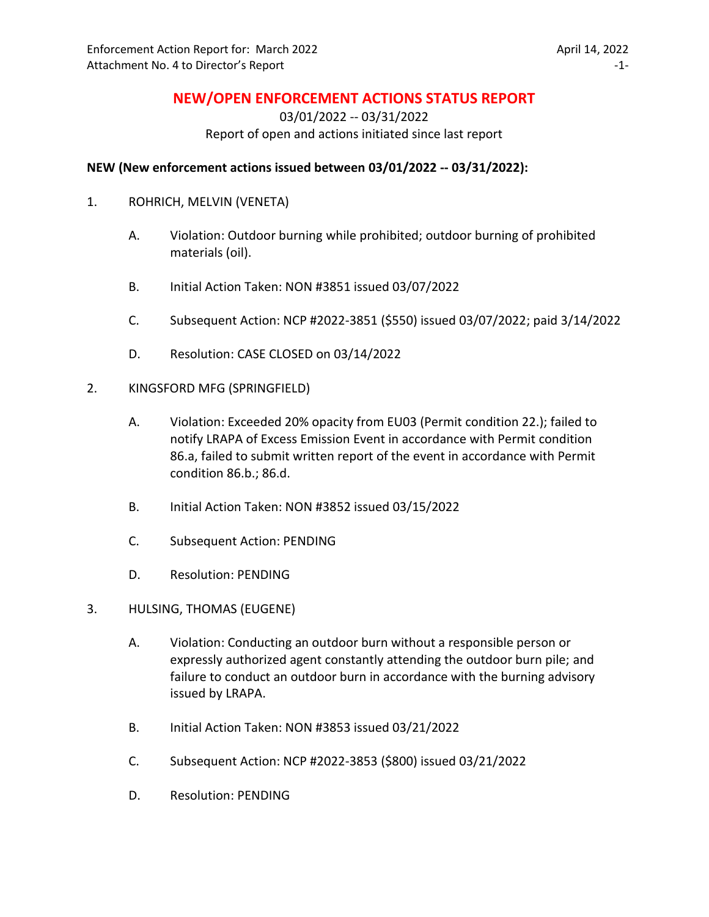# NEW/OPEN ENFORCEMENT ACTIONS STATUS REPORT

03/01/2022 -- 03/31/2022

Report of open and actions initiated since last report

**NEW (New enforcement actions issued between 03/01/2022 -- 03/31/2022):**

1. ROHRICH, MELVIN (VENETA)

   A. Violation: Outdoor burning while prohibited; outdoor burning of prohibited materials (oil).

   B. Initial Action Taken: NON #3851 issued 03/07/2022

   C. Subsequent Action: NCP #2022-3851 ($550) issued 03/07/2022; paid 3/14/2022

   D. Resolution: CASE CLOSED on 03/14/2022

2. KINGSFORD MFG (SPRINGFIELD)

   A. Violation: Exceeded 20% opacity from EU03 (Permit condition 22.); failed to notify LRAPA of Excess Emission Event in accordance with Permit condition 86.a, failed to submit written report of the event in accordance with Permit condition 86.b.; 86.d.

   B. Initial Action Taken: NON #3852 issued 03/15/2022

   C. Subsequent Action: PENDING

   D. Resolution: PENDING

3. HULSING, THOMAS (EUGENE)

   A. Violation: Conducting an outdoor burn without a responsible person or expressly authorized agent constantly attending the outdoor burn pile; and failure to conduct an outdoor burn in accordance with the burning advisory issued by LRAPA.

   B. Initial Action Taken: NON #3853 issued 03/21/2022

   C. Subsequent Action: NCP #2022-3853 ($800) issued 03/21/2022

   D. Resolution: PENDING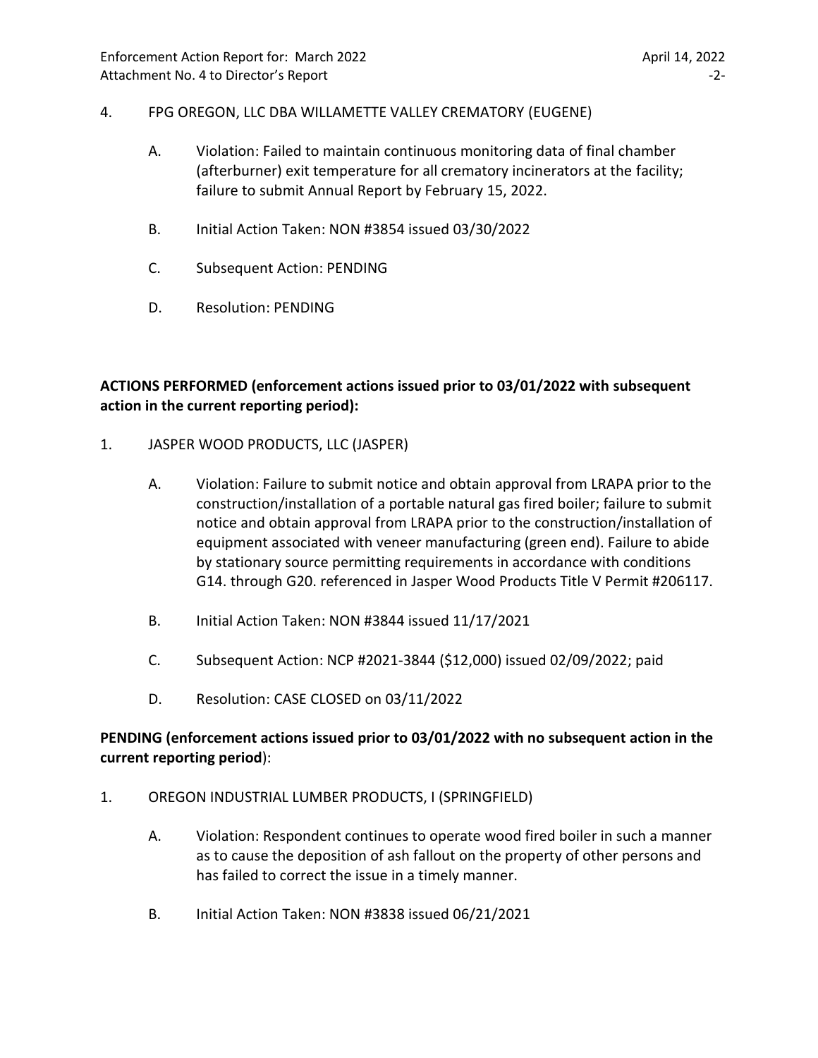4. FPG OREGON, LLC DBA WILLAMETTE VALLEY CREMATORY (EUGENE)

   A. Violation: Failed to maintain continuous monitoring data of final chamber (afterburner) exit temperature for all crematory incinerators at the facility; failure to submit Annual Report by February 15, 2022.

   B. Initial Action Taken: NON #3854 issued 03/30/2022

   C. Subsequent Action: PENDING

   D. Resolution: PENDING

**ACTIONS PERFORMED (enforcement actions issued prior to 03/01/2022 with subsequent action in the current reporting period):**

1. JASPER WOOD PRODUCTS, LLC (JASPER)

   A. Violation: Failure to submit notice and obtain approval from LRAPA prior to the construction/installation of a portable natural gas fired boiler; failure to submit notice and obtain approval from LRAPA prior to the construction/installation of equipment associated with veneer manufacturing (green end). Failure to abide by stationary source permitting requirements in accordance with conditions G14. through G20. referenced in Jasper Wood Products Title V Permit #206117.

   B. Initial Action Taken: NON #3844 issued 11/17/2021

   C. Subsequent Action: NCP #2021-3844 ($12,000) issued 02/09/2022; paid

   D. Resolution: CASE CLOSED on 03/11/2022

**PENDING (enforcement actions issued prior to 03/01/2022 with no subsequent action in the current reporting period)**:

1. OREGON INDUSTRIAL LUMBER PRODUCTS, I (SPRINGFIELD)

   A. Violation: Respondent continues to operate wood fired boiler in such a manner as to cause the deposition of ash fallout on the property of other persons and has failed to correct the issue in a timely manner.

   B. Initial Action Taken: NON #3838 issued 06/21/2021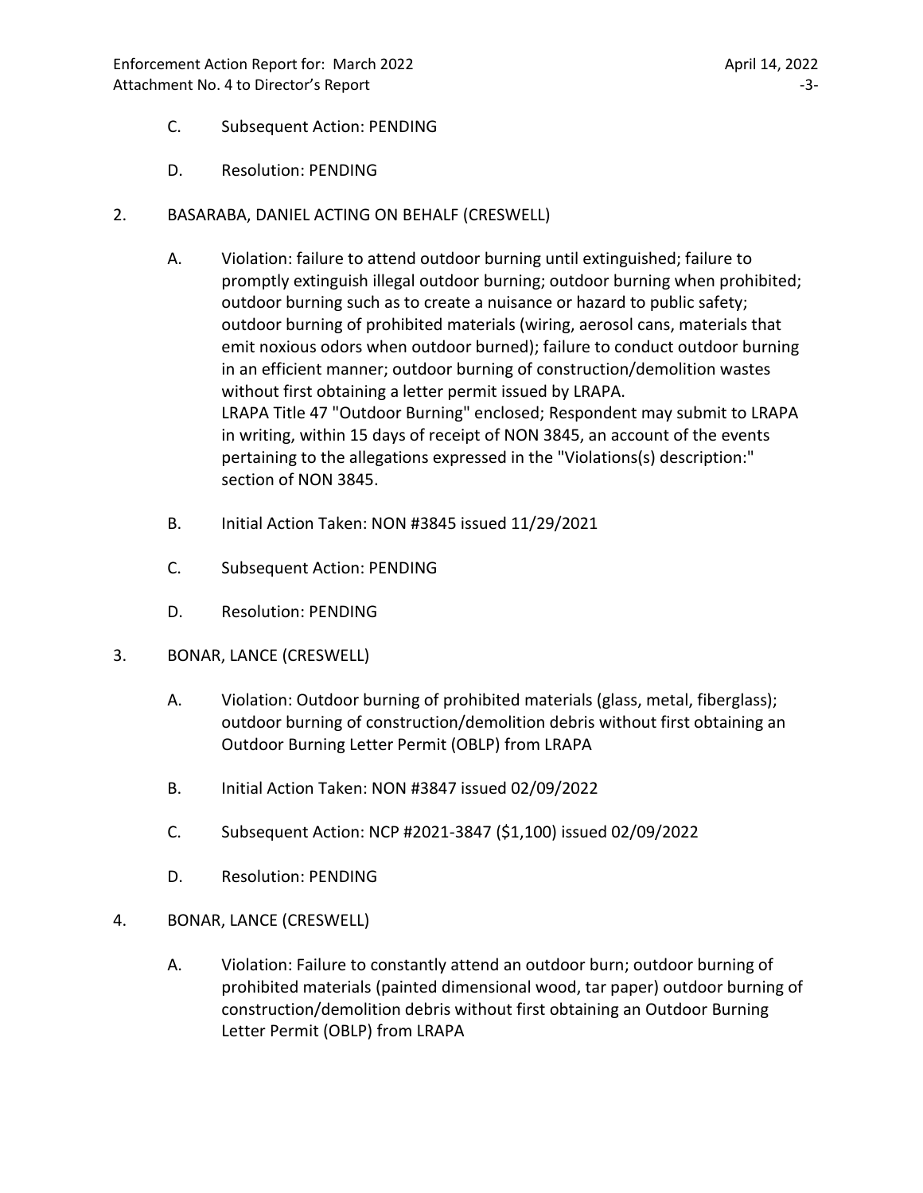C. Subsequent Action: PENDING

D. Resolution: PENDING

2. BASARABA, DANIEL ACTING ON BEHALF (CRESWELL)

   A. Violation: failure to attend outdoor burning until extinguished; failure to promptly extinguish illegal outdoor burning; outdoor burning when prohibited; outdoor burning such as to create a nuisance or hazard to public safety; outdoor burning of prohibited materials (wiring, aerosol cans, materials that emit noxious odors when outdoor burned); failure to conduct outdoor burning in an efficient manner; outdoor burning of construction/demolition wastes without first obtaining a letter permit issued by LRAPA.
   LRAPA Title 47 "Outdoor Burning" enclosed; Respondent may submit to LRAPA in writing, within 15 days of receipt of NON 3845, an account of the events pertaining to the allegations expressed in the "Violations(s) description:" section of NON 3845.

   B. Initial Action Taken: NON #3845 issued 11/29/2021

   C. Subsequent Action: PENDING

   D. Resolution: PENDING

3. BONAR, LANCE (CRESWELL)

   A. Violation: Outdoor burning of prohibited materials (glass, metal, fiberglass); outdoor burning of construction/demolition debris without first obtaining an Outdoor Burning Letter Permit (OBLP) from LRAPA

   B. Initial Action Taken: NON #3847 issued 02/09/2022

   C. Subsequent Action: NCP #2021-3847 ($1,100) issued 02/09/2022

   D. Resolution: PENDING

4. BONAR, LANCE (CRESWELL)

   A. Violation: Failure to constantly attend an outdoor burn; outdoor burning of prohibited materials (painted dimensional wood, tar paper) outdoor burning of construction/demolition debris without first obtaining an Outdoor Burning Letter Permit (OBLP) from LRAPA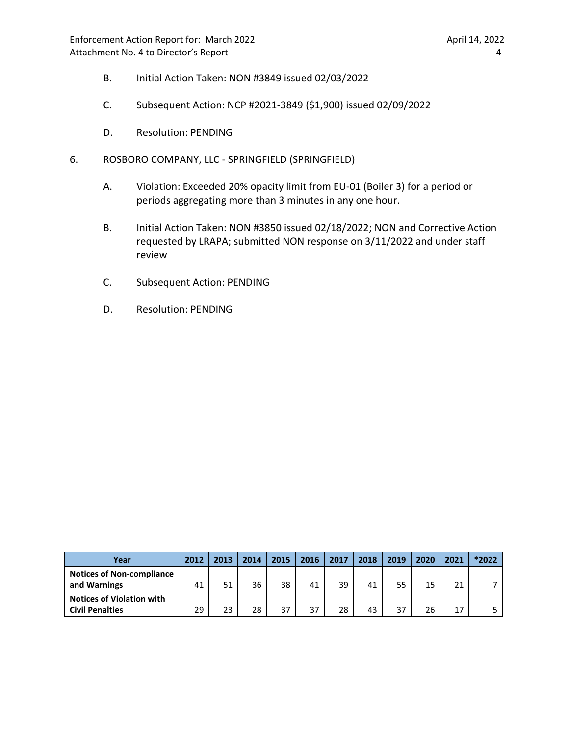B. Initial Action Taken: NON #3849 issued 02/03/2022

C. Subsequent Action: NCP #2021-3849 ($1,900) issued 02/09/2022

D. Resolution: PENDING

6. ROSBORO COMPANY, LLC - SPRINGFIELD (SPRINGFIELD)

   A. Violation: Exceeded 20% opacity limit from EU-01 (Boiler 3) for a period or periods aggregating more than 3 minutes in any one hour.

   B. Initial Action Taken: NON #3850 issued 02/18/2022; NON and Corrective Action requested by LRAPA; submitted NON response on 3/11/2022 and under staff review

   C. Subsequent Action: PENDING

   D. Resolution: PENDING

| Year | 2012 | 2013 | 2014 | 2015 | 2016 | 2017 | 2018 | 2019 | 2020 | 2021 | *2022 |
|---|---|---|---|---|---|---|---|---|---|---|---|
| **Notices of Non-compliance and Warnings** | 41 | 51 | 36 | 38 | 41 | 39 | 41 | 55 | 15 | 21 | 7 |
| **Notices of Violation with Civil Penalties** | 29 | 23 | 28 | 37 | 37 | 28 | 43 | 37 | 26 | 17 | 5 |